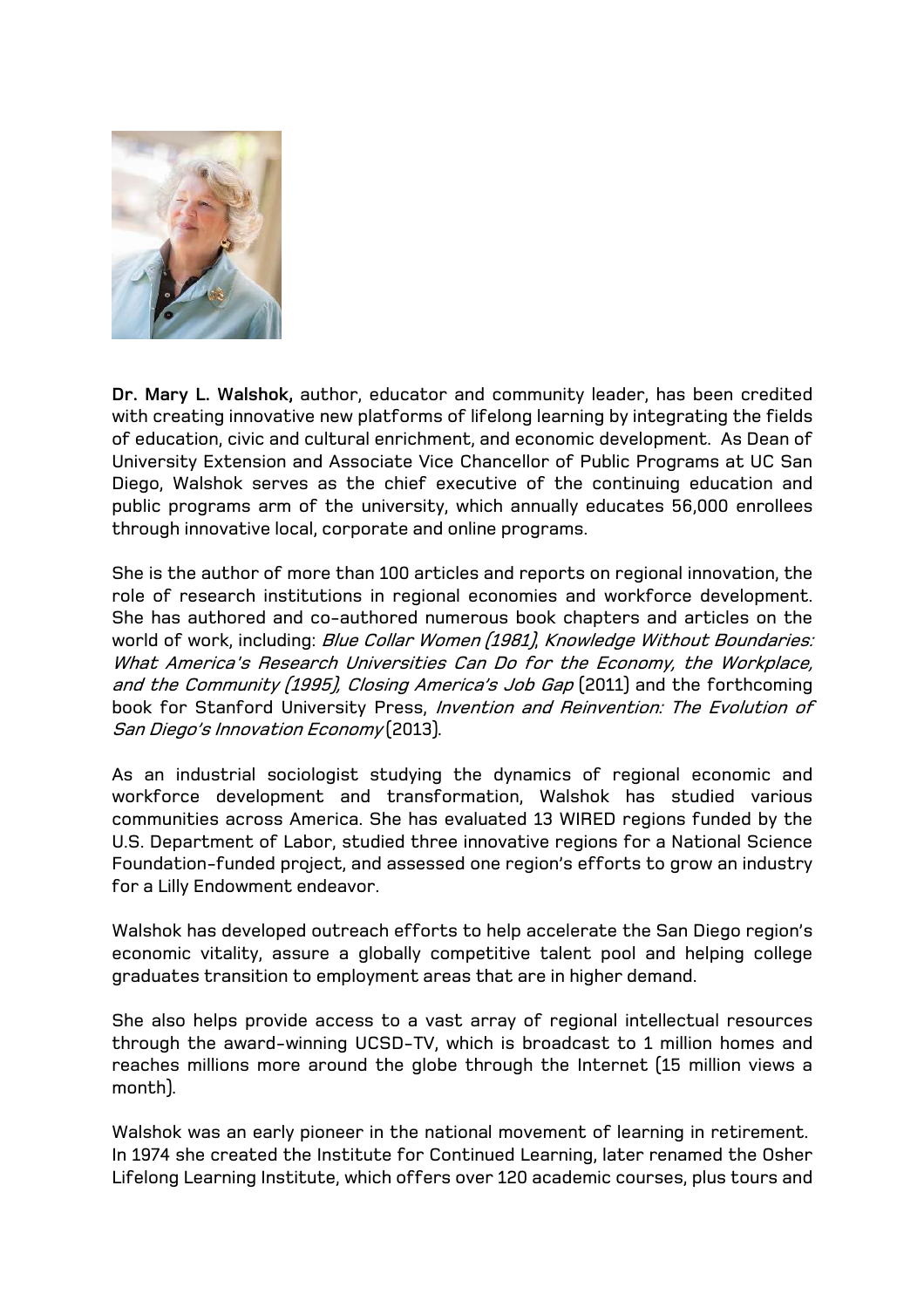**Dr. Mary L. Walshok,** author, educator and community leader, has been credited with creating innovative new platforms of lifelong learning by integrating the fields of education, civic and cultural enrichment, and economic development. As Dean of University Extension and Associate Vice Chancellor of Public Programs at UC San Diego, Walshok serves as the chief executive of the continuing education and public programs arm of the university, which annually educates 56,000 enrollees through innovative local, corporate and online programs.

She is the author of more than 100 articles and reports on regional innovation, the role of research institutions in regional economies and workforce development. She has authored and co-authored numerous book chapters and articles on the world of work, including: *Blue Collar Women (1981)*, *Knowledge Without Boundaries: What America's Research Universities Can Do for the Economy, the Workplace, and the Community (1995)*, *Closing America's Job Gap* (2011) and the forthcoming book for Stanford University Press, *Invention and Reinvention: The Evolution of San Diego's Innovation Economy* (2013).

As an industrial sociologist studying the dynamics of regional economic and workforce development and transformation, Walshok has studied various communities across America. She has evaluated 13 WIRED regions funded by the U.S. Department of Labor, studied three innovative regions for a National Science Foundation-funded project, and assessed one region's efforts to grow an industry for a Lilly Endowment endeavor.

Walshok has developed outreach efforts to help accelerate the San Diego region's economic vitality, assure a globally competitive talent pool and helping college graduates transition to employment areas that are in higher demand.

She also helps provide access to a vast array of regional intellectual resources through the award-winning UCSD-TV, which is broadcast to 1 million homes and reaches millions more around the globe through the Internet (15 million views a month).

Walshok was an early pioneer in the national movement of learning in retirement. In 1974 she created the Institute for Continued Learning, later renamed the Osher Lifelong Learning Institute, which offers over 120 academic courses, plus tours and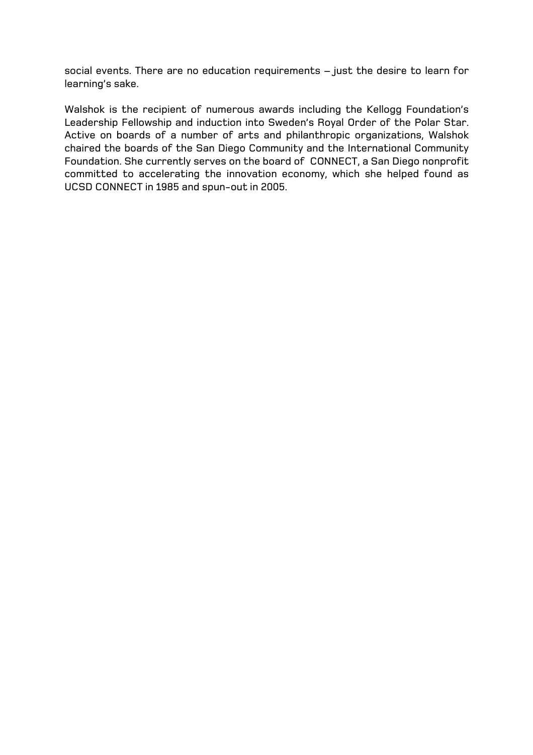social events. There are no education requirements – just the desire to learn for learning's sake.

Walshok is the recipient of numerous awards including the Kellogg Foundation's Leadership Fellowship and induction into Sweden's Royal Order of the Polar Star. Active on boards of a number of arts and philanthropic organizations, Walshok chaired the boards of the San Diego Community and the International Community Foundation. She currently serves on the board of CONNECT, a San Diego nonprofit committed to accelerating the innovation economy, which she helped found as UCSD CONNECT in 1985 and spun-out in 2005.